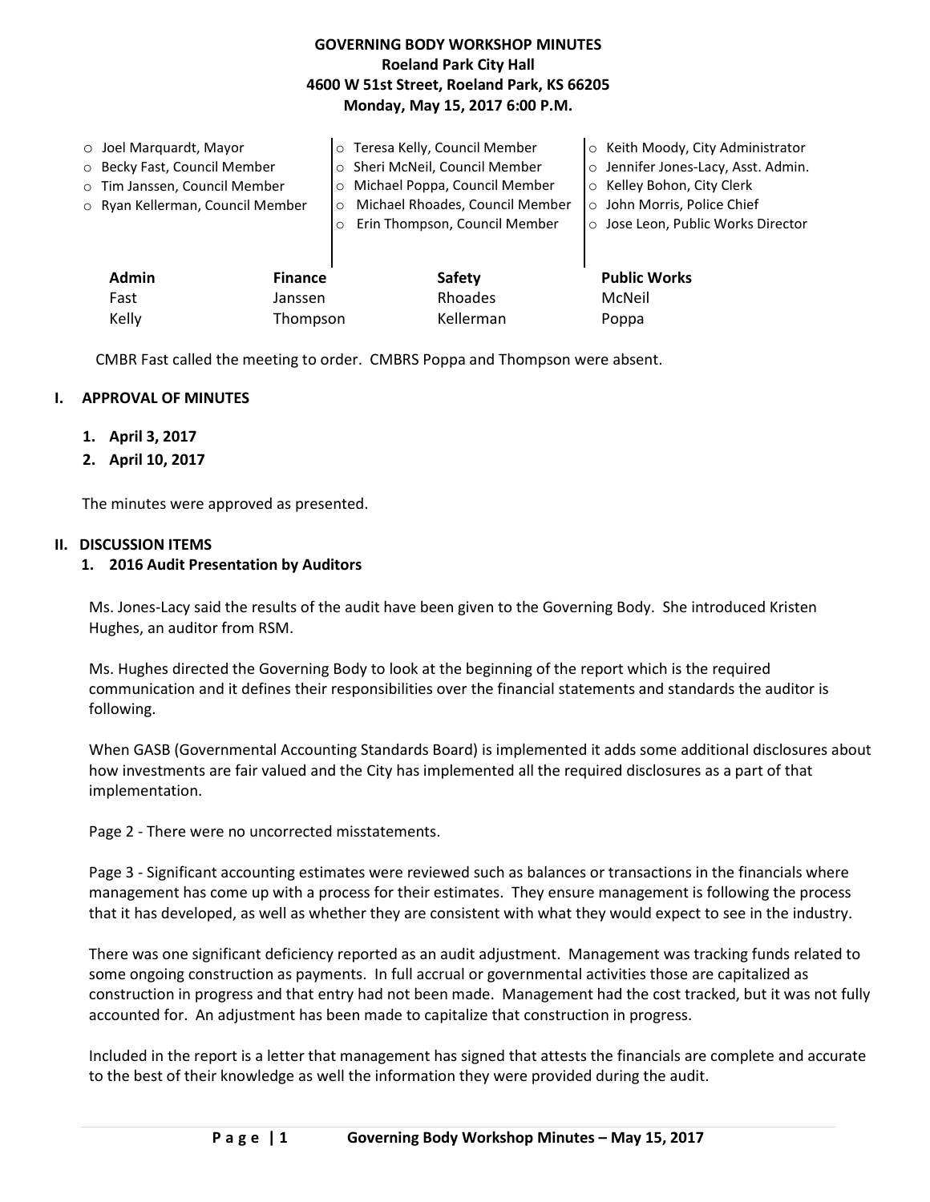# GOVERNING BODY WORKSHOP MINUTES

**Roeland Park City Hall**
**4600 W 51st Street, Roeland Park, KS 66205**
**Monday, May 15, 2017 6:00 P.M.**

- Joel Marquardt, Mayor
- Becky Fast, Council Member
- Tim Janssen, Council Member
- Ryan Kellerman, Council Member
- Teresa Kelly, Council Member
- Sheri McNeil, Council Member
- Michael Poppa, Council Member
- Michael Rhoades, Council Member
- Erin Thompson, Council Member
- Keith Moody, City Administrator
- Jennifer Jones-Lacy, Asst. Admin.
- Kelley Bohon, City Clerk
- John Morris, Police Chief
- Jose Leon, Public Works Director

| Admin | Finance | Safety | Public Works |
|---|---|---|---|
| Fast | Janssen | Rhoades | McNeil |
| Kelly | Thompson | Kellerman | Poppa |

CMBR Fast called the meeting to order. CMBRS Poppa and Thompson were absent.

## I. APPROVAL OF MINUTES

1. **April 3, 2017**
2. **April 10, 2017**

The minutes were approved as presented.

## II. DISCUSSION ITEMS

### 1. 2016 Audit Presentation by Auditors

Ms. Jones-Lacy said the results of the audit have been given to the Governing Body. She introduced Kristen Hughes, an auditor from RSM.

Ms. Hughes directed the Governing Body to look at the beginning of the report which is the required communication and it defines their responsibilities over the financial statements and standards the auditor is following.

When GASB (Governmental Accounting Standards Board) is implemented it adds some additional disclosures about how investments are fair valued and the City has implemented all the required disclosures as a part of that implementation.

Page 2 - There were no uncorrected misstatements.

Page 3 - Significant accounting estimates were reviewed such as balances or transactions in the financials where management has come up with a process for their estimates. They ensure management is following the process that it has developed, as well as whether they are consistent with what they would expect to see in the industry.

There was one significant deficiency reported as an audit adjustment. Management was tracking funds related to some ongoing construction as payments. In full accrual or governmental activities those are capitalized as construction in progress and that entry had not been made. Management had the cost tracked, but it was not fully accounted for. An adjustment has been made to capitalize that construction in progress.

Included in the report is a letter that management has signed that attests the financials are complete and accurate to the best of their knowledge as well the information they were provided during the audit.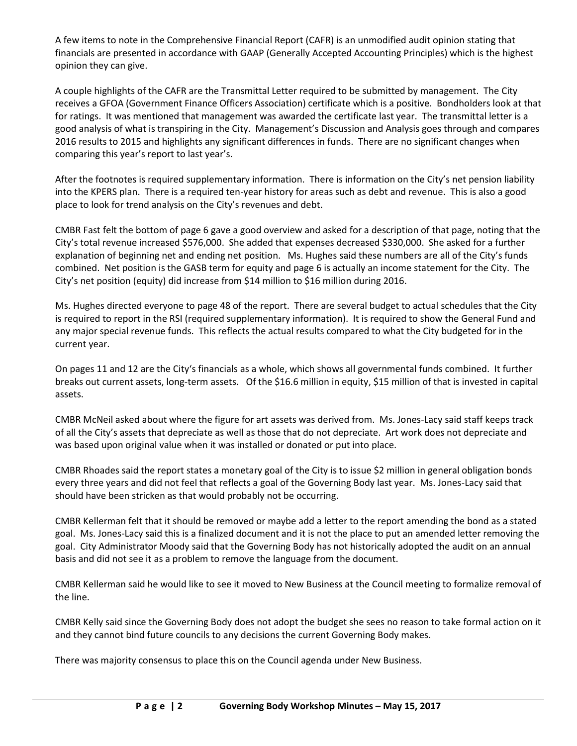A few items to note in the Comprehensive Financial Report (CAFR) is an unmodified audit opinion stating that financials are presented in accordance with GAAP (Generally Accepted Accounting Principles) which is the highest opinion they can give.

A couple highlights of the CAFR are the Transmittal Letter required to be submitted by management. The City receives a GFOA (Government Finance Officers Association) certificate which is a positive. Bondholders look at that for ratings. It was mentioned that management was awarded the certificate last year. The transmittal letter is a good analysis of what is transpiring in the City. Management's Discussion and Analysis goes through and compares 2016 results to 2015 and highlights any significant differences in funds. There are no significant changes when comparing this year's report to last year's.

After the footnotes is required supplementary information. There is information on the City's net pension liability into the KPERS plan. There is a required ten-year history for areas such as debt and revenue. This is also a good place to look for trend analysis on the City's revenues and debt.

CMBR Fast felt the bottom of page 6 gave a good overview and asked for a description of that page, noting that the City's total revenue increased $576,000. She added that expenses decreased $330,000. She asked for a further explanation of beginning net and ending net position. Ms. Hughes said these numbers are all of the City's funds combined. Net position is the GASB term for equity and page 6 is actually an income statement for the City. The City's net position (equity) did increase from $14 million to $16 million during 2016.

Ms. Hughes directed everyone to page 48 of the report. There are several budget to actual schedules that the City is required to report in the RSI (required supplementary information). It is required to show the General Fund and any major special revenue funds. This reflects the actual results compared to what the City budgeted for in the current year.

On pages 11 and 12 are the City's financials as a whole, which shows all governmental funds combined. It further breaks out current assets, long-term assets. Of the $16.6 million in equity, $15 million of that is invested in capital assets.

CMBR McNeil asked about where the figure for art assets was derived from. Ms. Jones-Lacy said staff keeps track of all the City's assets that depreciate as well as those that do not depreciate. Art work does not depreciate and was based upon original value when it was installed or donated or put into place.

CMBR Rhoades said the report states a monetary goal of the City is to issue $2 million in general obligation bonds every three years and did not feel that reflects a goal of the Governing Body last year. Ms. Jones-Lacy said that should have been stricken as that would probably not be occurring.

CMBR Kellerman felt that it should be removed or maybe add a letter to the report amending the bond as a stated goal. Ms. Jones-Lacy said this is a finalized document and it is not the place to put an amended letter removing the goal. City Administrator Moody said that the Governing Body has not historically adopted the audit on an annual basis and did not see it as a problem to remove the language from the document.

CMBR Kellerman said he would like to see it moved to New Business at the Council meeting to formalize removal of the line.

CMBR Kelly said since the Governing Body does not adopt the budget she sees no reason to take formal action on it and they cannot bind future councils to any decisions the current Governing Body makes.

There was majority consensus to place this on the Council agenda under New Business.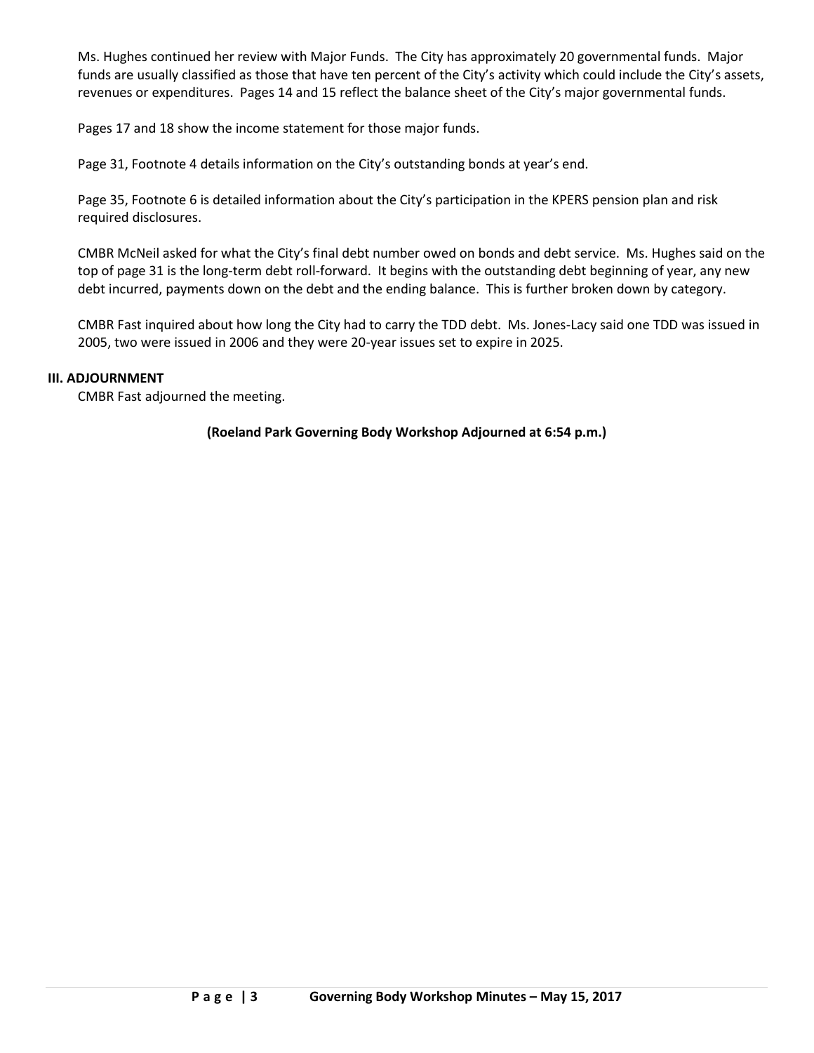Ms. Hughes continued her review with Major Funds. The City has approximately 20 governmental funds. Major funds are usually classified as those that have ten percent of the City's activity which could include the City's assets, revenues or expenditures. Pages 14 and 15 reflect the balance sheet of the City's major governmental funds.

Pages 17 and 18 show the income statement for those major funds.

Page 31, Footnote 4 details information on the City's outstanding bonds at year's end.

Page 35, Footnote 6 is detailed information about the City's participation in the KPERS pension plan and risk required disclosures.

CMBR McNeil asked for what the City's final debt number owed on bonds and debt service. Ms. Hughes said on the top of page 31 is the long-term debt roll-forward. It begins with the outstanding debt beginning of year, any new debt incurred, payments down on the debt and the ending balance. This is further broken down by category.

CMBR Fast inquired about how long the City had to carry the TDD debt. Ms. Jones-Lacy said one TDD was issued in 2005, two were issued in 2006 and they were 20-year issues set to expire in 2025.

**III. ADJOURNMENT**

CMBR Fast adjourned the meeting.

**(Roeland Park Governing Body Workshop Adjourned at 6:54 p.m.)**